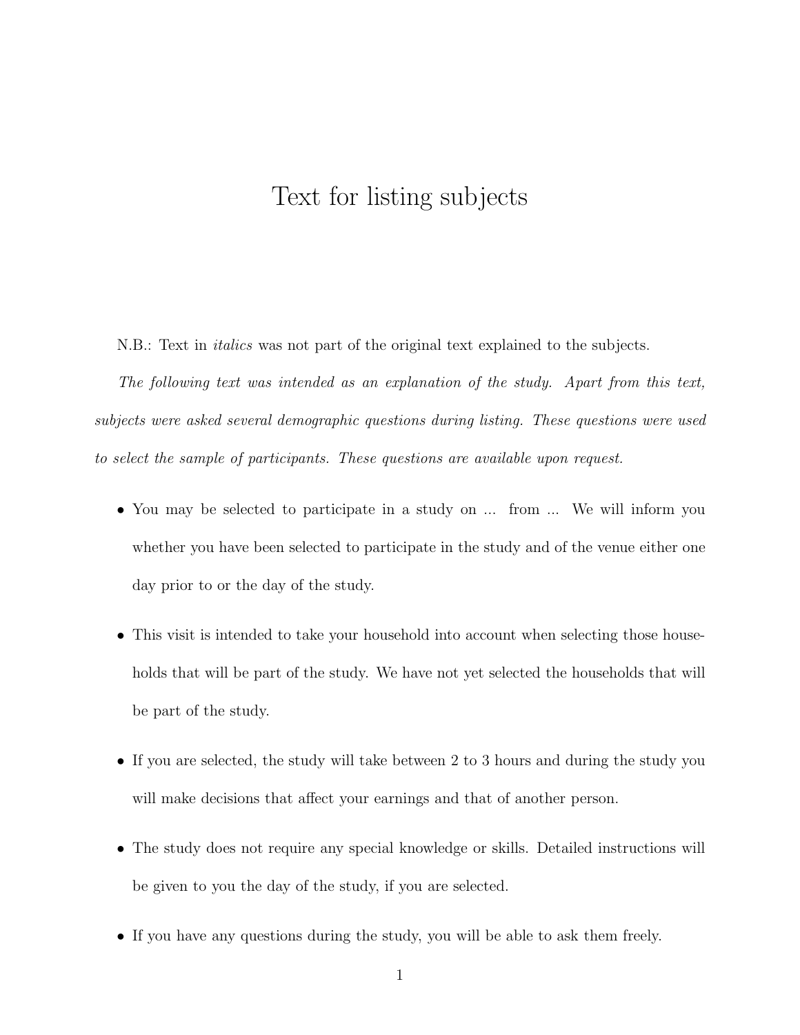# Text for listing subjects

N.B.: Text in *italics* was not part of the original text explained to the subjects.

*The following text was intended as an explanation of the study. Apart from this text, subjects were asked several demographic questions during listing. These questions were used to select the sample of participants. These questions are available upon request.*

- You may be selected to participate in a study on ... from ... We will inform you whether you have been selected to participate in the study and of the venue either one day prior to or the day of the study.
- This visit is intended to take your household into account when selecting those households that will be part of the study. We have not yet selected the households that will be part of the study.
- If you are selected, the study will take between 2 to 3 hours and during the study you will make decisions that affect your earnings and that of another person.
- The study does not require any special knowledge or skills. Detailed instructions will be given to you the day of the study, if you are selected.
- If you have any questions during the study, you will be able to ask them freely.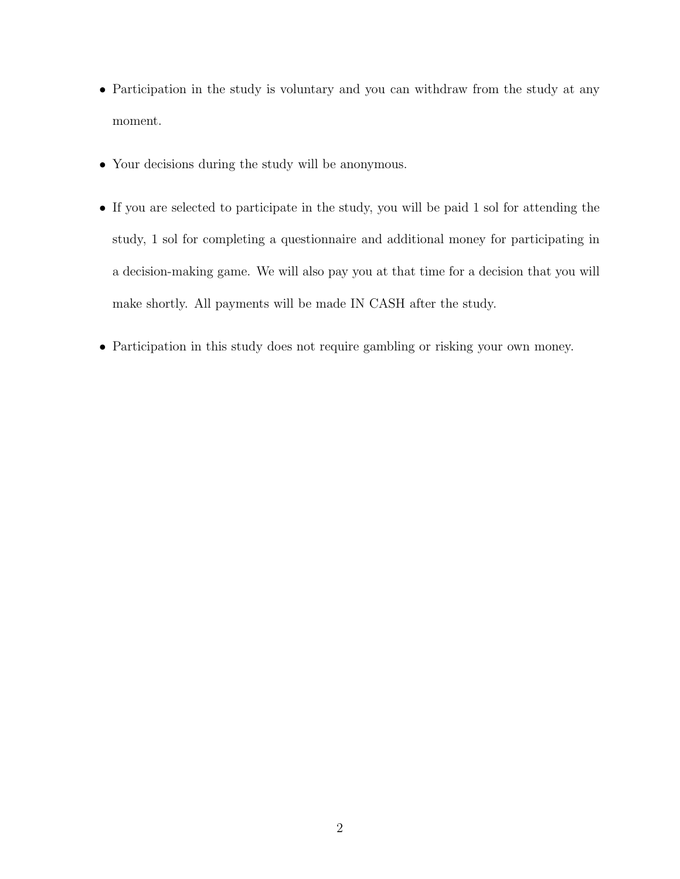- Participation in the study is voluntary and you can withdraw from the study at any moment.

- Your decisions during the study will be anonymous.

- If you are selected to participate in the study, you will be paid 1 sol for attending the study, 1 sol for completing a questionnaire and additional money for participating in a decision-making game. We will also pay you at that time for a decision that you will make shortly. All payments will be made IN CASH after the study.

- Participation in this study does not require gambling or risking your own money.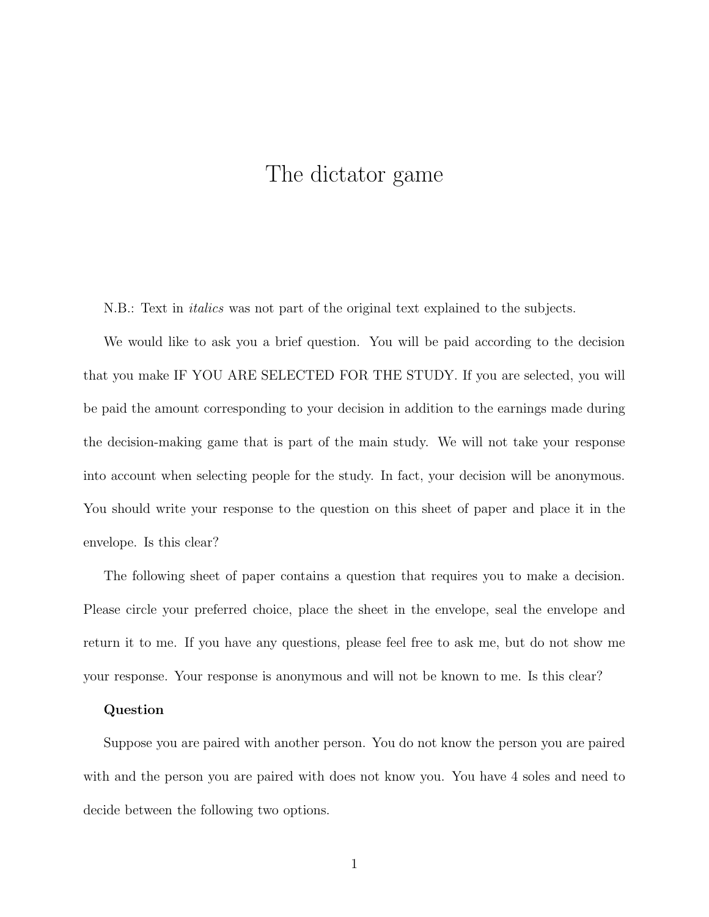# The dictator game

N.B.: Text in *italics* was not part of the original text explained to the subjects.

We would like to ask you a brief question. You will be paid according to the decision that you make IF YOU ARE SELECTED FOR THE STUDY. If you are selected, you will be paid the amount corresponding to your decision in addition to the earnings made during the decision-making game that is part of the main study. We will not take your response into account when selecting people for the study. In fact, your decision will be anonymous. You should write your response to the question on this sheet of paper and place it in the envelope. Is this clear?

The following sheet of paper contains a question that requires you to make a decision. Please circle your preferred choice, place the sheet in the envelope, seal the envelope and return it to me. If you have any questions, please feel free to ask me, but do not show me your response. Your response is anonymous and will not be known to me. Is this clear?

**Question**

Suppose you are paired with another person. You do not know the person you are paired with and the person you are paired with does not know you. You have 4 soles and need to decide between the following two options.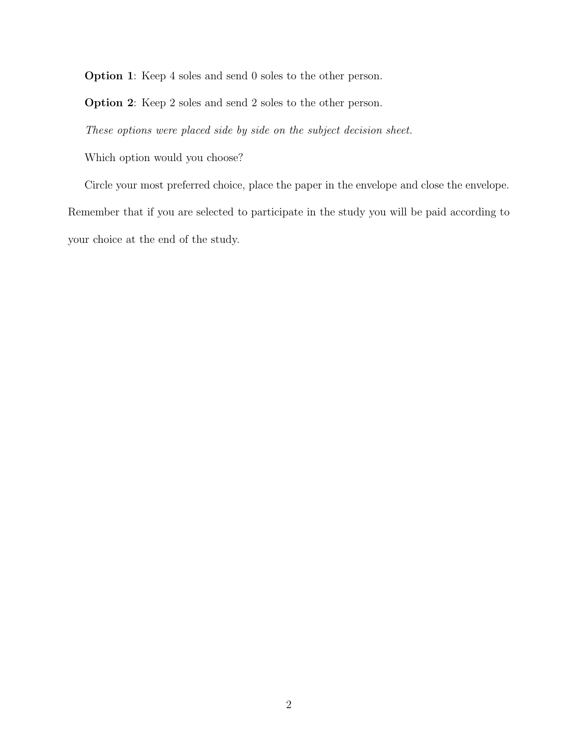**Option 1**: Keep 4 soles and send 0 soles to the other person.

**Option 2**: Keep 2 soles and send 2 soles to the other person.

*These options were placed side by side on the subject decision sheet.*

Which option would you choose?

Circle your most preferred choice, place the paper in the envelope and close the envelope. Remember that if you are selected to participate in the study you will be paid according to your choice at the end of the study.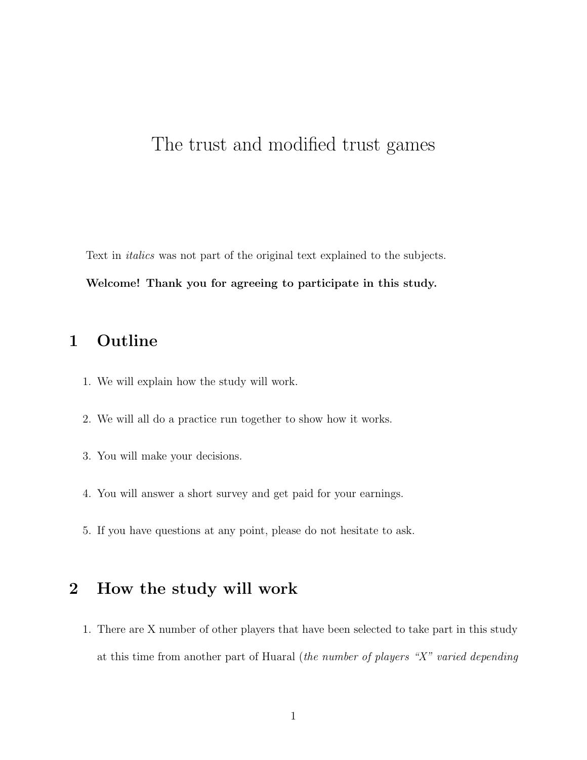# The trust and modified trust games

Text in *italics* was not part of the original text explained to the subjects.

**Welcome! Thank you for agreeing to participate in this study.**

## 1 Outline

1. We will explain how the study will work.
2. We will all do a practice run together to show how it works.
3. You will make your decisions.
4. You will answer a short survey and get paid for your earnings.
5. If you have questions at any point, please do not hesitate to ask.

## 2 How the study will work

1. There are X number of other players that have been selected to take part in this study at this time from another part of Huaral (*the number of players "X" varied depending*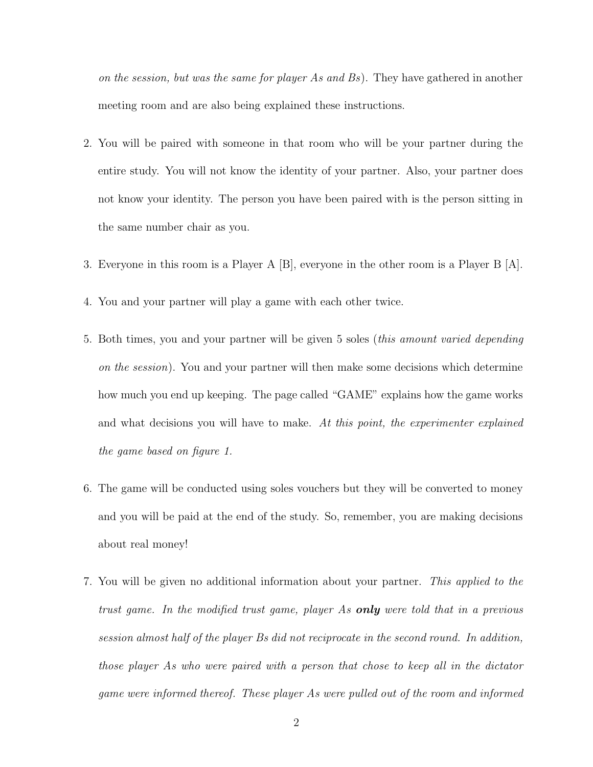*on the session, but was the same for player As and Bs*). They have gathered in another meeting room and are also being explained these instructions.

2. You will be paired with someone in that room who will be your partner during the entire study. You will not know the identity of your partner. Also, your partner does not know your identity. The person you have been paired with is the person sitting in the same number chair as you.

3. Everyone in this room is a Player A [B], everyone in the other room is a Player B [A].

4. You and your partner will play a game with each other twice.

5. Both times, you and your partner will be given 5 soles (*this amount varied depending on the session*). You and your partner will then make some decisions which determine how much you end up keeping. The page called "GAME" explains how the game works and what decisions you will have to make. *At this point, the experimenter explained the game based on figure 1.*

6. The game will be conducted using soles vouchers but they will be converted to money and you will be paid at the end of the study. So, remember, you are making decisions about real money!

7. You will be given no additional information about your partner. *This applied to the trust game. In the modified trust game, player As* ***only*** *were told that in a previous session almost half of the player Bs did not reciprocate in the second round. In addition, those player As who were paired with a person that chose to keep all in the dictator game were informed thereof. These player As were pulled out of the room and informed*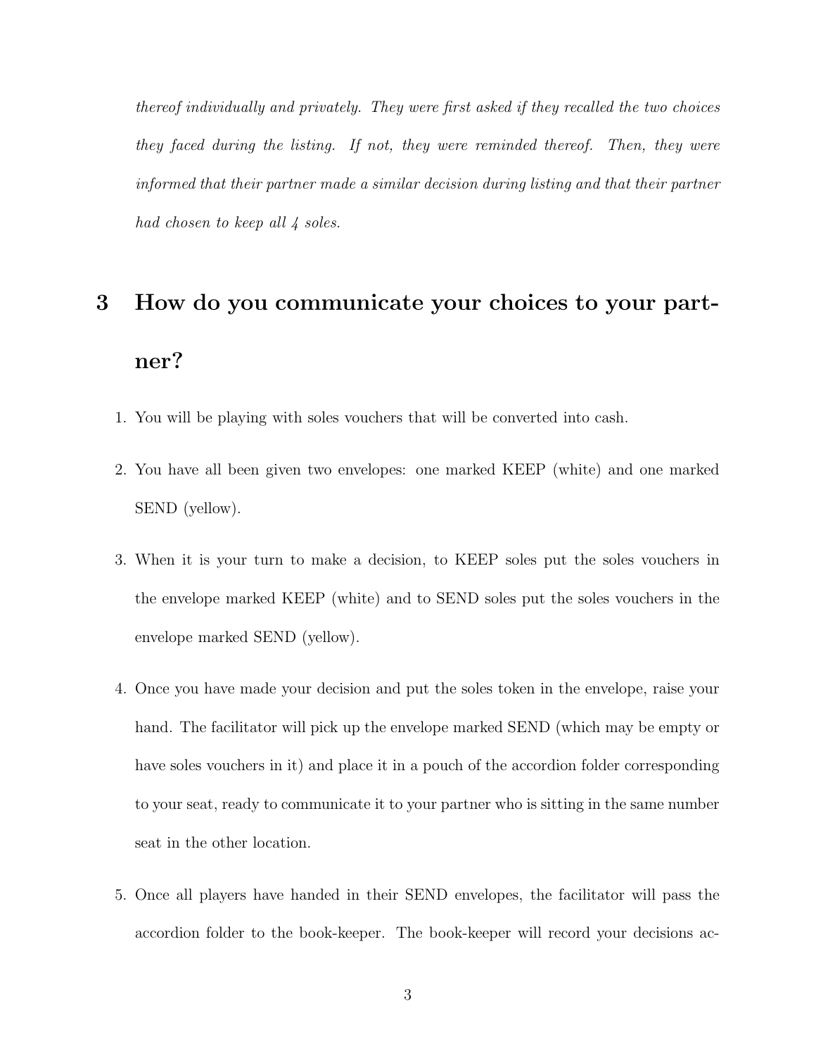*thereof individually and privately. They were first asked if they recalled the two choices they faced during the listing. If not, they were reminded thereof. Then, they were informed that their partner made a similar decision during listing and that their partner had chosen to keep all 4 soles.*

# 3 How do you communicate your choices to your partner?

1. You will be playing with soles vouchers that will be converted into cash.
2. You have all been given two envelopes: one marked KEEP (white) and one marked SEND (yellow).
3. When it is your turn to make a decision, to KEEP soles put the soles vouchers in the envelope marked KEEP (white) and to SEND soles put the soles vouchers in the envelope marked SEND (yellow).
4. Once you have made your decision and put the soles token in the envelope, raise your hand. The facilitator will pick up the envelope marked SEND (which may be empty or have soles vouchers in it) and place it in a pouch of the accordion folder corresponding to your seat, ready to communicate it to your partner who is sitting in the same number seat in the other location.
5. Once all players have handed in their SEND envelopes, the facilitator will pass the accordion folder to the book-keeper. The book-keeper will record your decisions ac-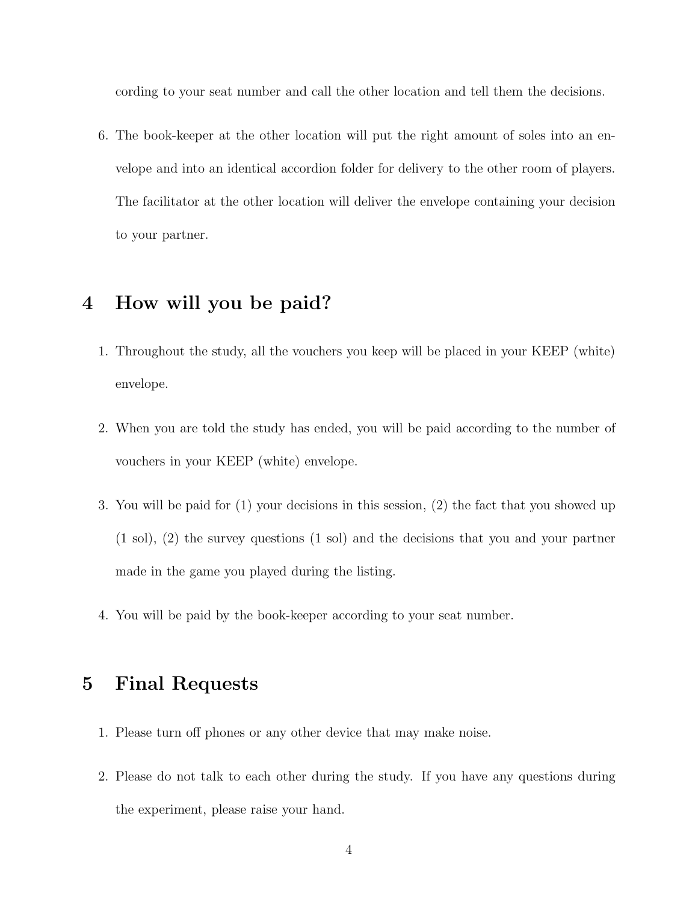cording to your seat number and call the other location and tell them the decisions.

6. The book-keeper at the other location will put the right amount of soles into an envelope and into an identical accordion folder for delivery to the other room of players. The facilitator at the other location will deliver the envelope containing your decision to your partner.

## 4 How will you be paid?

1. Throughout the study, all the vouchers you keep will be placed in your KEEP (white) envelope.
2. When you are told the study has ended, you will be paid according to the number of vouchers in your KEEP (white) envelope.
3. You will be paid for (1) your decisions in this session, (2) the fact that you showed up (1 sol), (2) the survey questions (1 sol) and the decisions that you and your partner made in the game you played during the listing.
4. You will be paid by the book-keeper according to your seat number.

## 5 Final Requests

1. Please turn off phones or any other device that may make noise.
2. Please do not talk to each other during the study. If you have any questions during the experiment, please raise your hand.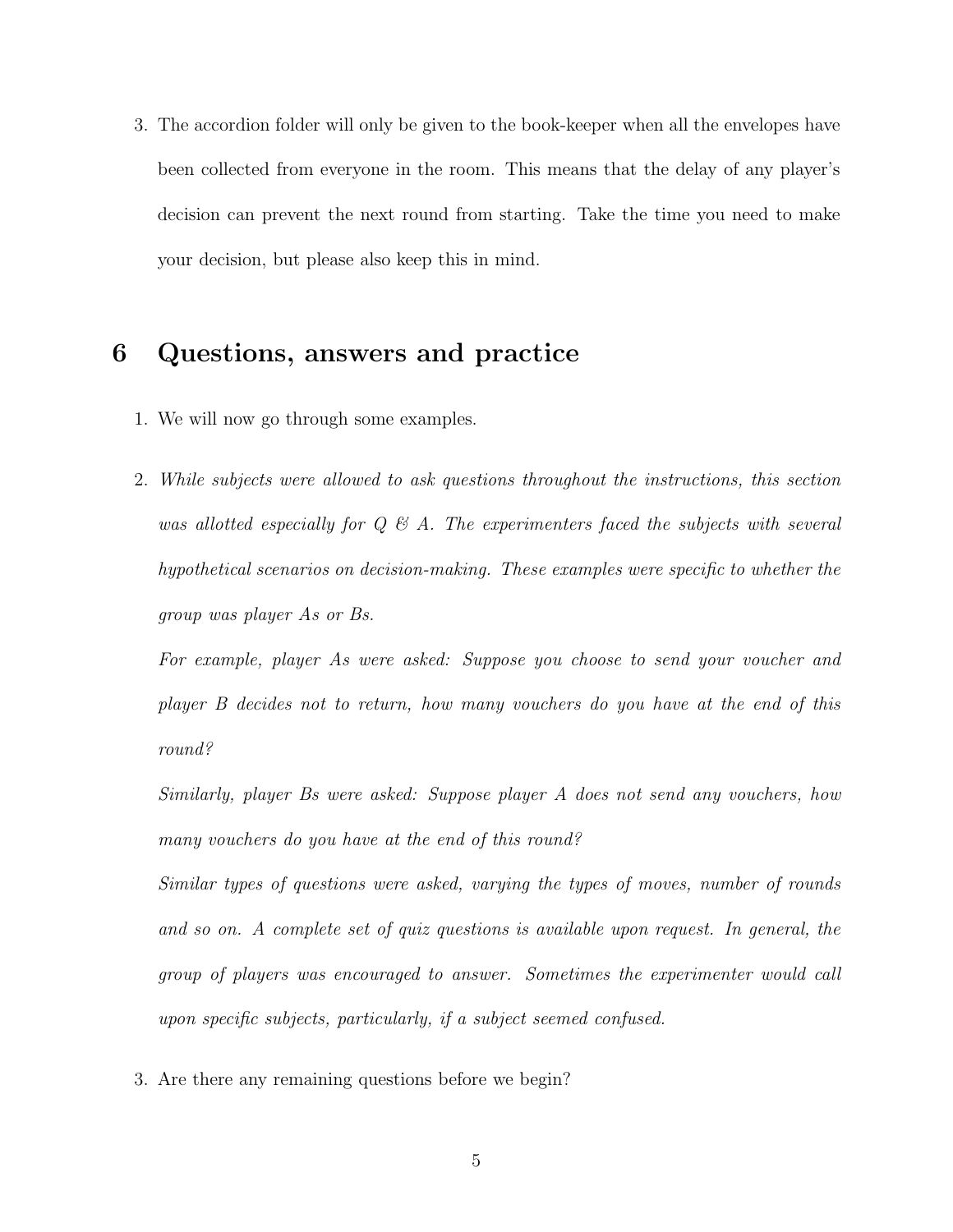3. The accordion folder will only be given to the book-keeper when all the envelopes have been collected from everyone in the room. This means that the delay of any player's decision can prevent the next round from starting. Take the time you need to make your decision, but please also keep this in mind.

## 6 Questions, answers and practice

1. We will now go through some examples.

2. *While subjects were allowed to ask questions throughout the instructions, this section was allotted especially for Q & A. The experimenters faced the subjects with several hypothetical scenarios on decision-making. These examples were specific to whether the group was player As or Bs.*

   *For example, player As were asked: Suppose you choose to send your voucher and player B decides not to return, how many vouchers do you have at the end of this round?*

   *Similarly, player Bs were asked: Suppose player A does not send any vouchers, how many vouchers do you have at the end of this round?*

   *Similar types of questions were asked, varying the types of moves, number of rounds and so on. A complete set of quiz questions is available upon request. In general, the group of players was encouraged to answer. Sometimes the experimenter would call upon specific subjects, particularly, if a subject seemed confused.*

3. Are there any remaining questions before we begin?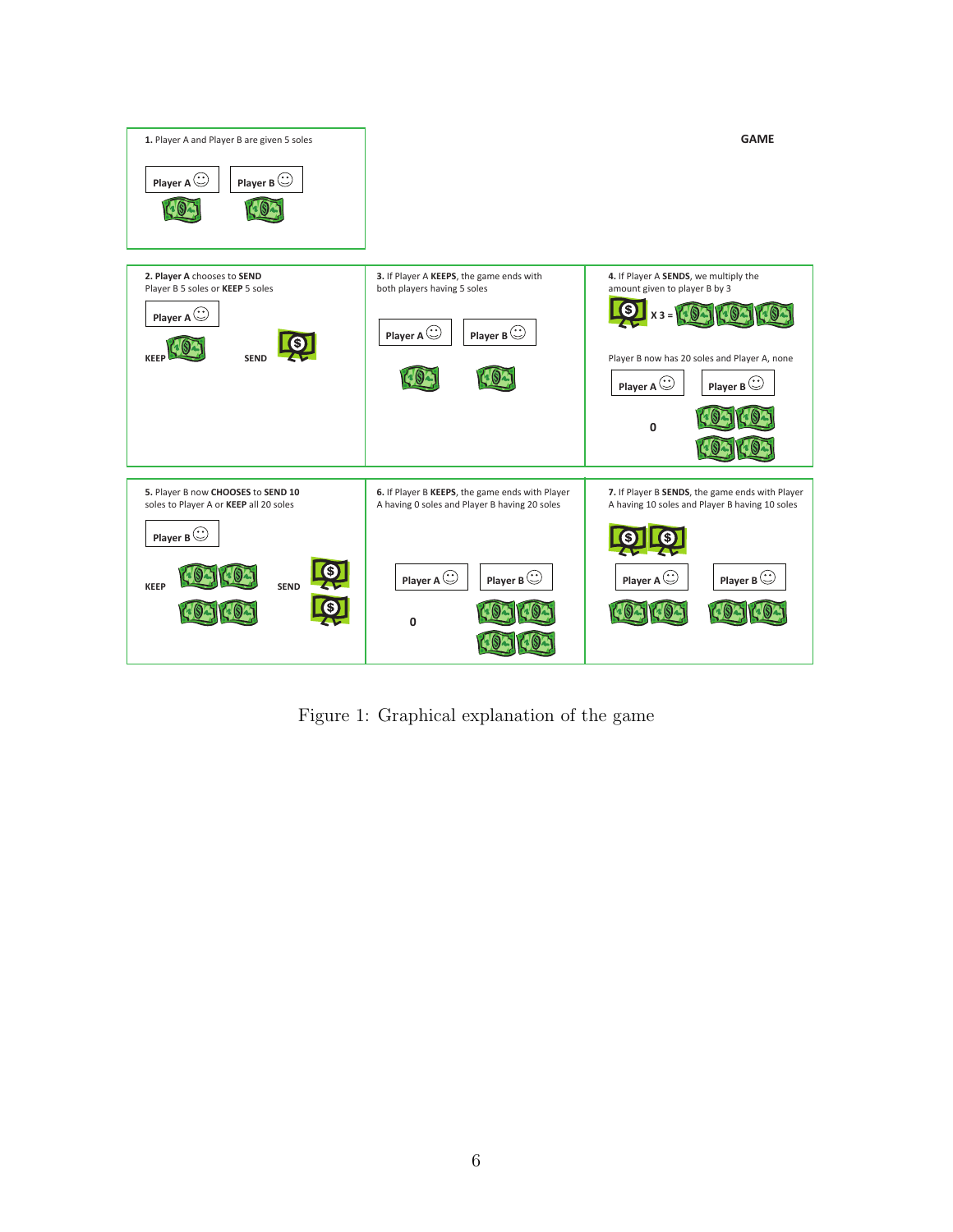GAME

**1.** Player A and Player B are given 5 soles

Player A

Player B

**2. Player A** chooses to **SEND** Player B 5 soles or **KEEP** 5 soles

Player A

KEEP

SEND

**3.** If Player A **KEEPS**, the game ends with both players having 5 soles

Player A

Player B

**4.** If Player A **SENDS**, we multiply the amount given to player B by 3

X 3 =

Player B now has 20 soles and Player A, none

Player A

Player B

0

**5.** Player B now **CHOOSES** to **SEND 10** soles to Player A or **KEEP** all 20 soles

Player B

KEEP

SEND

**6.** If Player B **KEEPS**, the game ends with Player A having 0 soles and Player B having 20 soles

Player A

Player B

0

**7.** If Player B **SENDS**, the game ends with Player A having 10 soles and Player B having 10 soles

Player A

Player B

Figure 1: Graphical explanation of the game